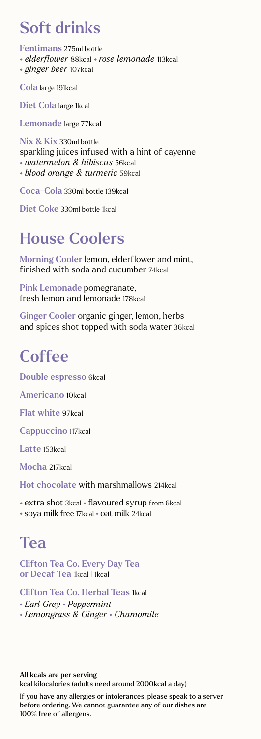## Soft drinks

**Fentimans** 275ml bottle
- *elderflower* 88kcal • *rose lemonade* 113kcal
- *ginger beer* 107kcal

**Cola** large 191kcal

**Diet Cola** large 1kcal

**Lemonade** large 77kcal

**Nix & Kix** 330ml bottle
sparkling juices infused with a hint of cayenne
- *watermelon & hibiscus* 56kcal
- *blood orange & turmeric* 59kcal

**Coca-Cola** 330ml bottle 139kcal

**Diet Coke** 330ml bottle 1kcal

## House Coolers

**Morning Cooler** lemon, elderflower and mint, finished with soda and cucumber 74kcal

**Pink Lemonade** pomegranate, fresh lemon and lemonade 178kcal

**Ginger Cooler** organic ginger, lemon, herbs and spices shot topped with soda water 36kcal

## Coffee

**Double espresso** 6kcal

**Americano** 10kcal

**Flat white** 97kcal

**Cappuccino** 117kcal

**Latte** 153kcal

**Mocha** 217kcal

**Hot chocolate** with marshmallows 214kcal

- extra shot 3kcal • flavoured syrup from 6kcal
- soya milk free 17kcal • oat milk 24kcal

## Tea

**Clifton Tea Co. Every Day Tea or Decaf Tea** 1kcal | 1kcal

**Clifton Tea Co. Herbal Teas** 1kcal
- *Earl Grey* • *Peppermint*
- *Lemongrass & Ginger* • *Chamomile*

**All kcals are per serving**
kcal kilocalories (adults need around 2000kcal a day)

If you have any allergies or intolerances, please speak to a server before ordering. We cannot guarantee any of our dishes are 100% free of allergens.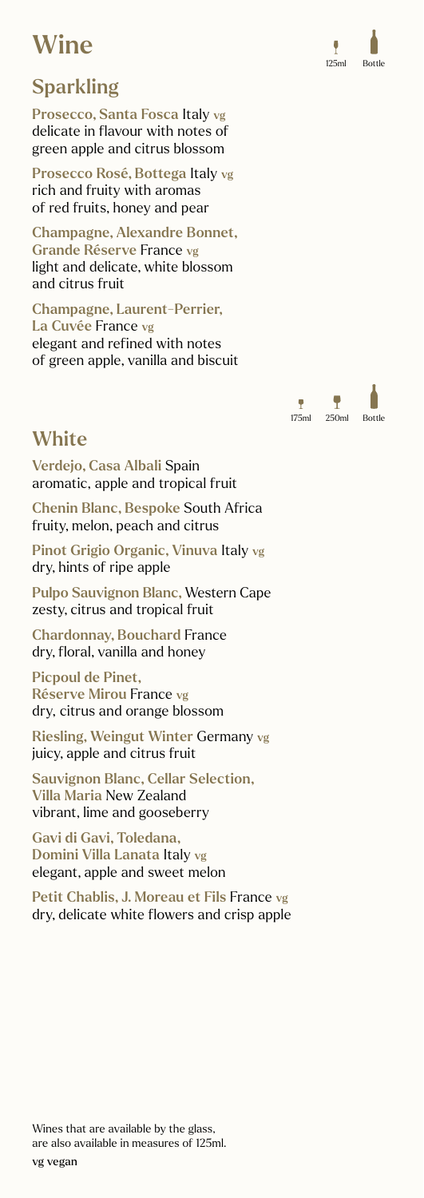# Wine

125ml | Bottle

## Sparkling

**Prosecco, Santa Fosca** Italy vg
delicate in flavour with notes of green apple and citrus blossom

**Prosecco Rosé, Bottega** Italy vg
rich and fruity with aromas of red fruits, honey and pear

**Champagne, Alexandre Bonnet, Grande Réserve** France vg
light and delicate, white blossom and citrus fruit

**Champagne, Laurent-Perrier, La Cuvée** France vg
elegant and refined with notes of green apple, vanilla and biscuit

175ml | 250ml | Bottle

## White

**Verdejo, Casa Albali** Spain
aromatic, apple and tropical fruit

**Chenin Blanc, Bespoke** South Africa
fruity, melon, peach and citrus

**Pinot Grigio Organic, Vinuva** Italy vg
dry, hints of ripe apple

**Pulpo Sauvignon Blanc,** Western Cape
zesty, citrus and tropical fruit

**Chardonnay, Bouchard** France
dry, floral, vanilla and honey

**Picpoul de Pinet, Réserve Mirou** France vg
dry, citrus and orange blossom

**Riesling, Weingut Winter** Germany vg
juicy, apple and citrus fruit

**Sauvignon Blanc, Cellar Selection, Villa Maria** New Zealand
vibrant, lime and gooseberry

**Gavi di Gavi, Toledana, Domini Villa Lanata** Italy vg
elegant, apple and sweet melon

**Petit Chablis, J. Moreau et Fils** France vg
dry, delicate white flowers and crisp apple

Wines that are available by the glass, are also available in measures of 125ml.

vg vegan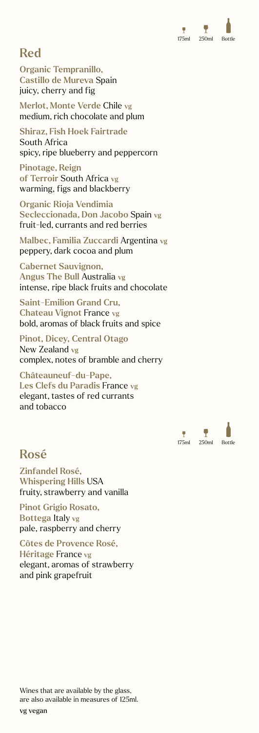175ml 250ml Bottle

## Red

**Organic Tempranillo, Castillo de Mureva** Spain
juicy, cherry and fig

**Merlot, Monte Verde** Chile vg
medium, rich chocolate and plum

**Shiraz, Fish Hoek Fairtrade** South Africa
spicy, ripe blueberry and peppercorn

**Pinotage, Reign of Terroir** South Africa vg
warming, figs and blackberry

**Organic Rioja Vendimia Secleccionada, Don Jacobo** Spain vg
fruit-led, currants and red berries

**Malbec, Familia Zuccardi** Argentina vg
peppery, dark cocoa and plum

**Cabernet Sauvignon, Angus The Bull** Australia vg
intense, ripe black fruits and chocolate

**Saint-Emilion Grand Cru, Chateau Vignot** France vg
bold, aromas of black fruits and spice

**Pinot, Dicey, Central Otago** New Zealand vg
complex, notes of bramble and cherry

**Châteauneuf-du-Pape, Les Clefs du Paradis** France vg
elegant, tastes of red currants and tobacco

175ml 250ml Bottle

## Rosé

**Zinfandel Rosé, Whispering Hills** USA
fruity, strawberry and vanilla

**Pinot Grigio Rosato, Bottega** Italy vg
pale, raspberry and cherry

**Côtes de Provence Rosé, Héritage** France vg
elegant, aromas of strawberry and pink grapefruit

Wines that are available by the glass, are also available in measures of 125ml.

vg vegan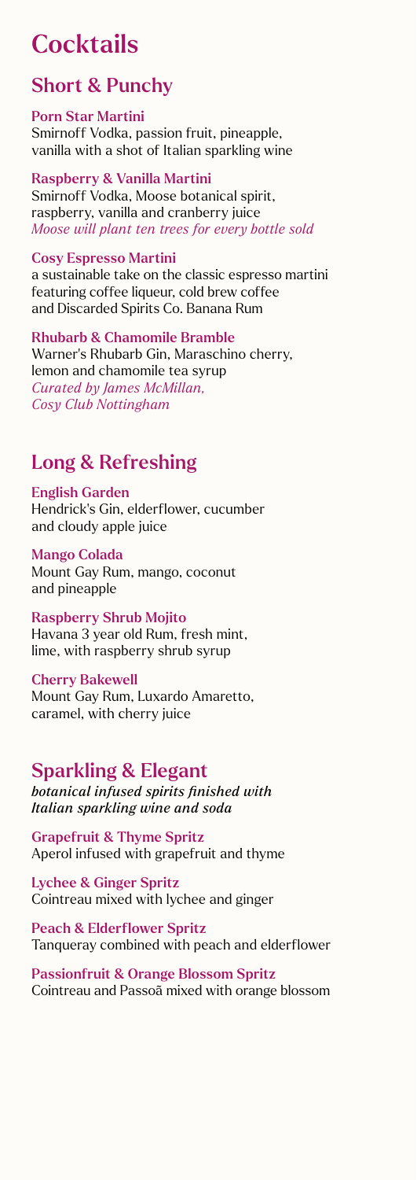# Cocktails

## Short & Punchy

**Porn Star Martini**
Smirnoff Vodka, passion fruit, pineapple, vanilla with a shot of Italian sparkling wine

**Raspberry & Vanilla Martini**
Smirnoff Vodka, Moose botanical spirit, raspberry, vanilla and cranberry juice
*Moose will plant ten trees for every bottle sold*

**Cosy Espresso Martini**
a sustainable take on the classic espresso martini featuring coffee liqueur, cold brew coffee and Discarded Spirits Co. Banana Rum

**Rhubarb & Chamomile Bramble**
Warner's Rhubarb Gin, Maraschino cherry, lemon and chamomile tea syrup
*Curated by James McMillan, Cosy Club Nottingham*

## Long & Refreshing

**English Garden**
Hendrick's Gin, elderflower, cucumber and cloudy apple juice

**Mango Colada**
Mount Gay Rum, mango, coconut and pineapple

**Raspberry Shrub Mojito**
Havana 3 year old Rum, fresh mint, lime, with raspberry shrub syrup

**Cherry Bakewell**
Mount Gay Rum, Luxardo Amaretto, caramel, with cherry juice

## Sparkling & Elegant

***botanical infused spirits finished with Italian sparkling wine and soda***

**Grapefruit & Thyme Spritz**
Aperol infused with grapefruit and thyme

**Lychee & Ginger Spritz**
Cointreau mixed with lychee and ginger

**Peach & Elderflower Spritz**
Tanqueray combined with peach and elderflower

**Passionfruit & Orange Blossom Spritz**
Cointreau and Passoã mixed with orange blossom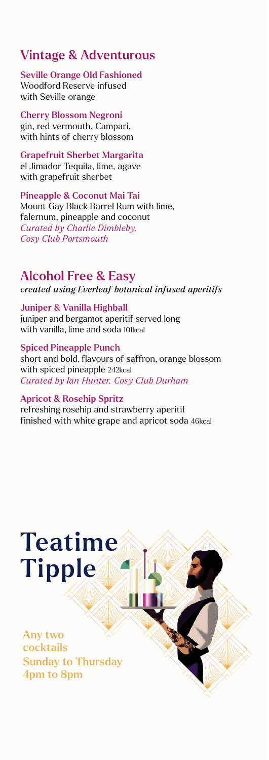## Vintage & Adventurous

**Seville Orange Old Fashioned**
Woodford Reserve infused with Seville orange

**Cherry Blossom Negroni**
gin, red vermouth, Campari, with hints of cherry blossom

**Grapefruit Sherbet Margarita**
el Jimador Tequila, lime, agave with grapefruit sherbet

**Pineapple & Coconut Mai Tai**
Mount Gay Black Barrel Rum with lime, falernum, pineapple and coconut
*Curated by Charlie Dimbleby, Cosy Club Portsmouth*

## Alcohol Free & Easy

***created using Everleaf botanical infused aperitifs***

**Juniper & Vanilla Highball**
juniper and bergamot aperitif served long with vanilla, lime and soda 101kcal

**Spiced Pineapple Punch**
short and bold, flavours of saffron, orange blossom with spiced pineapple 242kcal
*Curated by Ian Hunter, Cosy Club Durham*

**Apricot & Rosehip Spritz**
refreshing rosehip and strawberry aperitif finished with white grape and apricot soda 46kcal

# Teatime Tipple

**Any two cocktails**
**Sunday to Thursday**
**4pm to 8pm**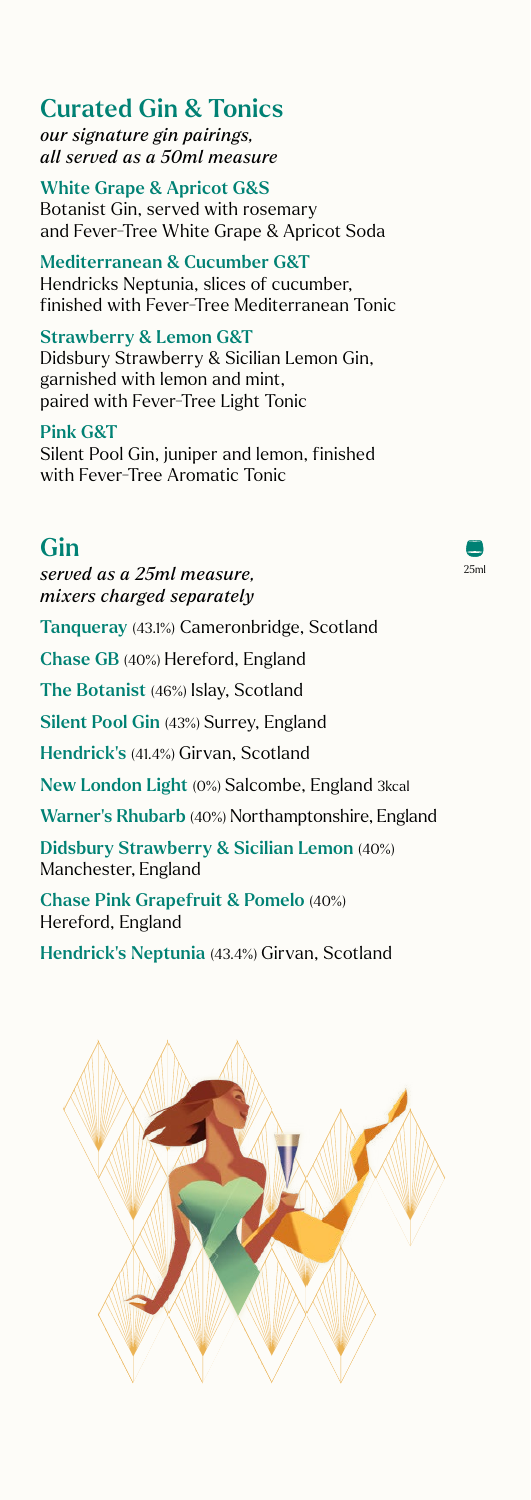## Curated Gin & Tonics

*our signature gin pairings, all served as a 50ml measure*

**White Grape & Apricot G&S**
Botanist Gin, served with rosemary and Fever-Tree White Grape & Apricot Soda

**Mediterranean & Cucumber G&T**
Hendricks Neptunia, slices of cucumber, finished with Fever-Tree Mediterranean Tonic

**Strawberry & Lemon G&T**
Didsbury Strawberry & Sicilian Lemon Gin, garnished with lemon and mint, paired with Fever-Tree Light Tonic

**Pink G&T**
Silent Pool Gin, juniper and lemon, finished with Fever-Tree Aromatic Tonic

## Gin

*served as a 25ml measure, mixers charged separately*

25ml

**Tanqueray** (43.1%) Cameronbridge, Scotland

**Chase GB** (40%) Hereford, England

**The Botanist** (46%) Islay, Scotland

**Silent Pool Gin** (43%) Surrey, England

**Hendrick's** (41.4%) Girvan, Scotland

**New London Light** (0%) Salcombe, England 3kcal

**Warner's Rhubarb** (40%) Northamptonshire, England

**Didsbury Strawberry & Sicilian Lemon** (40%) Manchester, England

**Chase Pink Grapefruit & Pomelo** (40%) Hereford, England

**Hendrick's Neptunia** (43.4%) Girvan, Scotland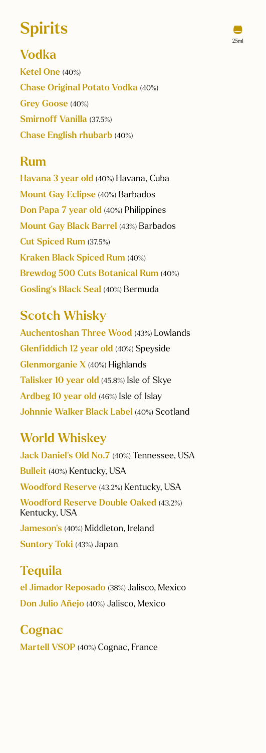# Spirits

25ml

## Vodka

**Ketel One** (40%)

**Chase Original Potato Vodka** (40%)

**Grey Goose** (40%)

**Smirnoff Vanilla** (37.5%)

**Chase English rhubarb** (40%)

## Rum

**Havana 3 year old** (40%) Havana, Cuba

**Mount Gay Eclipse** (40%) Barbados

**Don Papa 7 year old** (40%) Philippines

**Mount Gay Black Barrel** (43%) Barbados

**Cut Spiced Rum** (37.5%)

**Kraken Black Spiced Rum** (40%)

**Brewdog 500 Cuts Botanical Rum** (40%)

**Gosling's Black Seal** (40%) Bermuda

## Scotch Whisky

**Auchentoshan Three Wood** (43%) Lowlands

**Glenfiddich 12 year old** (40%) Speyside

**Glenmorganie X** (40%) Highlands

**Talisker 10 year old** (45.8%) Isle of Skye

**Ardbeg 10 year old** (46%) Isle of Islay

**Johnnie Walker Black Label** (40%) Scotland

## World Whiskey

**Jack Daniel's Old No.7** (40%) Tennessee, USA

**Bulleit** (40%) Kentucky, USA

**Woodford Reserve** (43.2%) Kentucky, USA

**Woodford Reserve Double Oaked** (43.2%) Kentucky, USA

**Jameson's** (40%) Middleton, Ireland

**Suntory Toki** (43%) Japan

## Tequila

**el Jimador Reposado** (38%) Jalisco, Mexico

**Don Julio Añejo** (40%) Jalisco, Mexico

## Cognac

**Martell VSOP** (40%) Cognac, France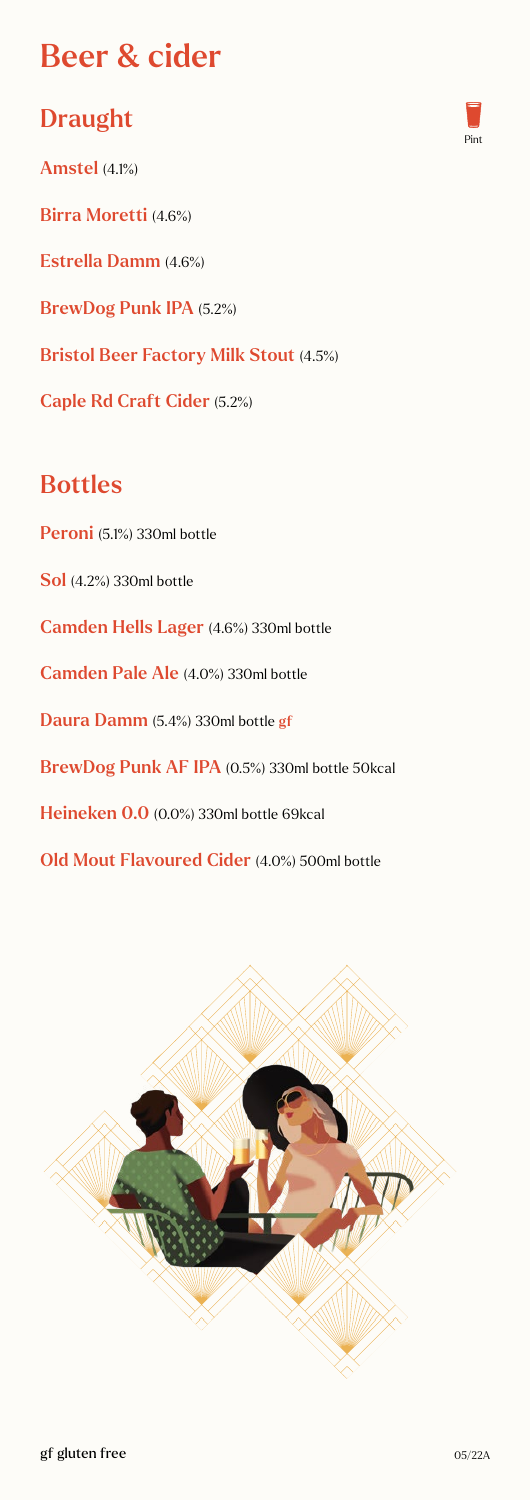# Beer & cider

## Draught

Pint

**Amstel** (4.1%)

**Birra Moretti** (4.6%)

**Estrella Damm** (4.6%)

**BrewDog Punk IPA** (5.2%)

**Bristol Beer Factory Milk Stout** (4.5%)

**Caple Rd Craft Cider** (5.2%)

## Bottles

**Peroni** (5.1%) 330ml bottle

**Sol** (4.2%) 330ml bottle

**Camden Hells Lager** (4.6%) 330ml bottle

**Camden Pale Ale** (4.0%) 330ml bottle

**Daura Damm** (5.4%) 330ml bottle gf

**BrewDog Punk AF IPA** (0.5%) 330ml bottle 50kcal

**Heineken 0.0** (0.0%) 330ml bottle 69kcal

**Old Mout Flavoured Cider** (4.0%) 500ml bottle

**gf** gluten free

05/22A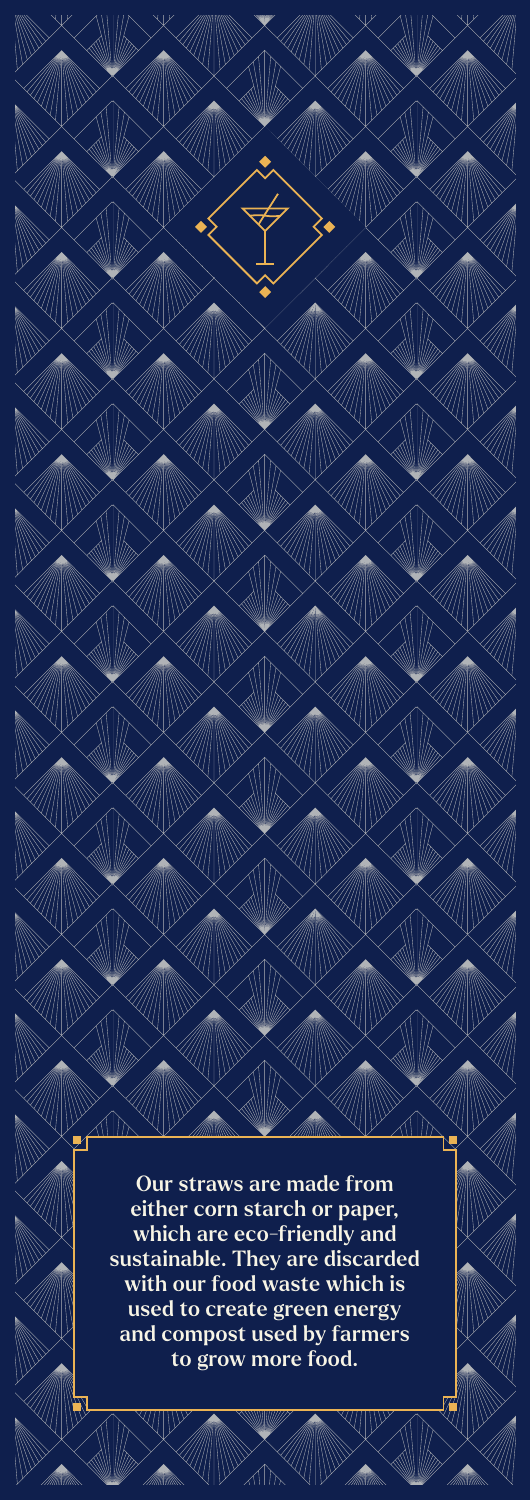**Our straws are made from either corn starch or paper, which are eco-friendly and sustainable. They are discarded with our food waste which is used to create green energy and compost used by farmers to grow more food.**